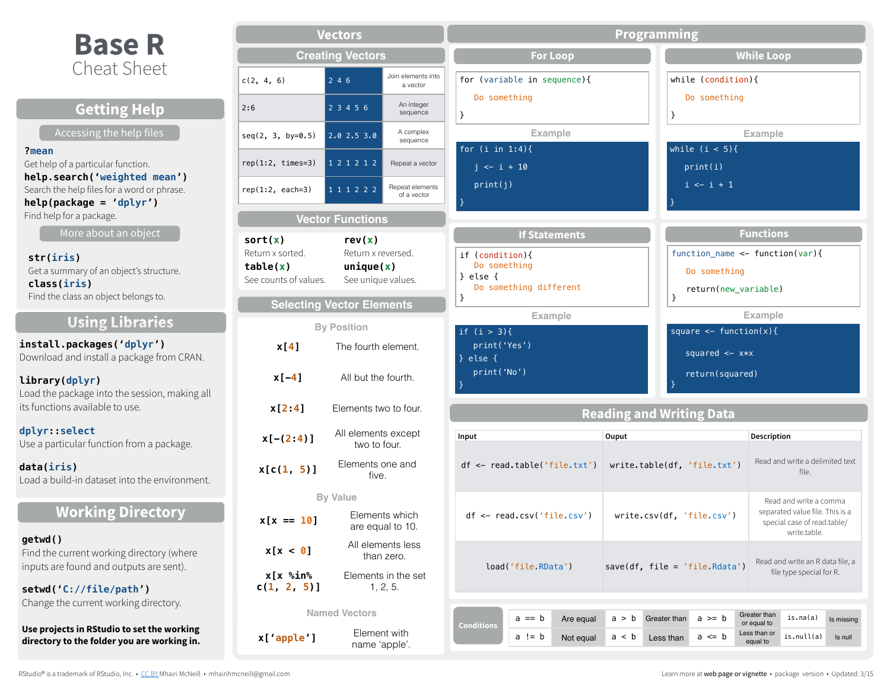# Base R
## Cheat Sheet

## Getting Help

### Accessing the help files

**?mean**
Get help of a particular function.

**help.search('weighted mean')**
Search the help files for a word or phrase.

**help(package = 'dplyr')**
Find help for a package.

### More about an object

**str(iris)**
Get a summary of an object's structure.

**class(iris)**
Find the class an object belongs to.

## Using Libraries

**install.packages('dplyr')**
Download and install a package from CRAN.

**library(dplyr)**
Load the package into the session, making all its functions available to use.

**dplyr::select**
Use a particular function from a package.

**data(iris)**
Load a build-in dataset into the environment.

## Working Directory

**getwd()**
Find the current working directory (where inputs are found and outputs are sent).

**setwd('C://file/path')**
Change the current working directory.

**Use projects in RStudio to set the working directory to the folder you are working in.**

## Vectors

### Creating Vectors

| | | |
|---|---|---|
| `c(2, 4, 6)` | 2 4 6 | Join elements into a vector |
| `2:6` | 2 3 4 5 6 | An integer sequence |
| `seq(2, 3, by=0.5)` | 2.0 2.5 3.0 | A complex sequence |
| `rep(1:2, times=3)` | 1 2 1 2 1 2 | Repeat a vector |
| `rep(1:2, each=3)` | 1 1 1 2 2 2 | Repeat elements of a vector |

### Vector Functions

**sort(x)**
Return x sorted.

**rev(x)**
Return x reversed.

**table(x)**
See counts of values.

**unique(x)**
See unique values.

### Selecting Vector Elements

**By Position**

| | |
|---|---|
| `x[4]` | The fourth element. |
| `x[-4]` | All but the fourth. |
| `x[2:4]` | Elements two to four. |
| `x[-(2:4)]` | All elements except two to four. |
| `x[c(1, 5)]` | Elements one and five. |

**By Value**

| | |
|---|---|
| `x[x == 10]` | Elements which are equal to 10. |
| `x[x < 0]` | All elements less than zero. |
| `x[x %in% c(1, 2, 5)]` | Elements in the set 1, 2, 5. |

**Named Vectors**

| | |
|---|---|
| `x['apple']` | Element with name 'apple'. |

## Programming

### For Loop

```
for (variable in sequence){
  Do something
}
```

Example

```
for (i in 1:4){
  j <- i + 10
  print(j)
}
```

### While Loop

```
while (condition){
  Do something
}
```

Example

```
while (i < 5){
  print(i)
  i <- i + 1
}
```

### If Statements

```
if (condition){
  Do something
} else {
  Do something different
}
```

Example

```
if (i > 3){
  print('Yes')
} else {
  print('No')
}
```

### Functions

```
function_name <- function(var){
  Do something
  return(new_variable)
}
```

Example

```
square <- function(x){
  squared <- x*x
  return(squared)
}
```

## Reading and Writing Data

| Input | Ouput | Description |
|---|---|---|
| `df <- read.table('file.txt')` | `write.table(df, 'file.txt')` | Read and write a delimited text file. |
| `df <- read.csv('file.csv')` | `write.csv(df, 'file.csv')` | Read and write a comma separated value file. This is a special case of read.table/write.table. |
| `load('file.RData')` | `save(df, file = 'file.Rdata')` | Read and write an R data file, a file type special for R. |

### Conditions

| | | | | | | | |
|---|---|---|---|---|---|---|---|
| `a == b` | Are equal | `a > b` | Greater than | `a >= b` | Greater than or equal to | `is.na(a)` | Is missing |
| `a != b` | Not equal | `a < b` | Less than | `a <= b` | Less than or equal to | `is.null(a)` | Is null |

RStudio® is a trademark of RStudio, Inc. • CC BY Mhairi McNeill • mhairihmcneill@gmail.com

Learn more at web page or vignette • package version • Updated: 3/15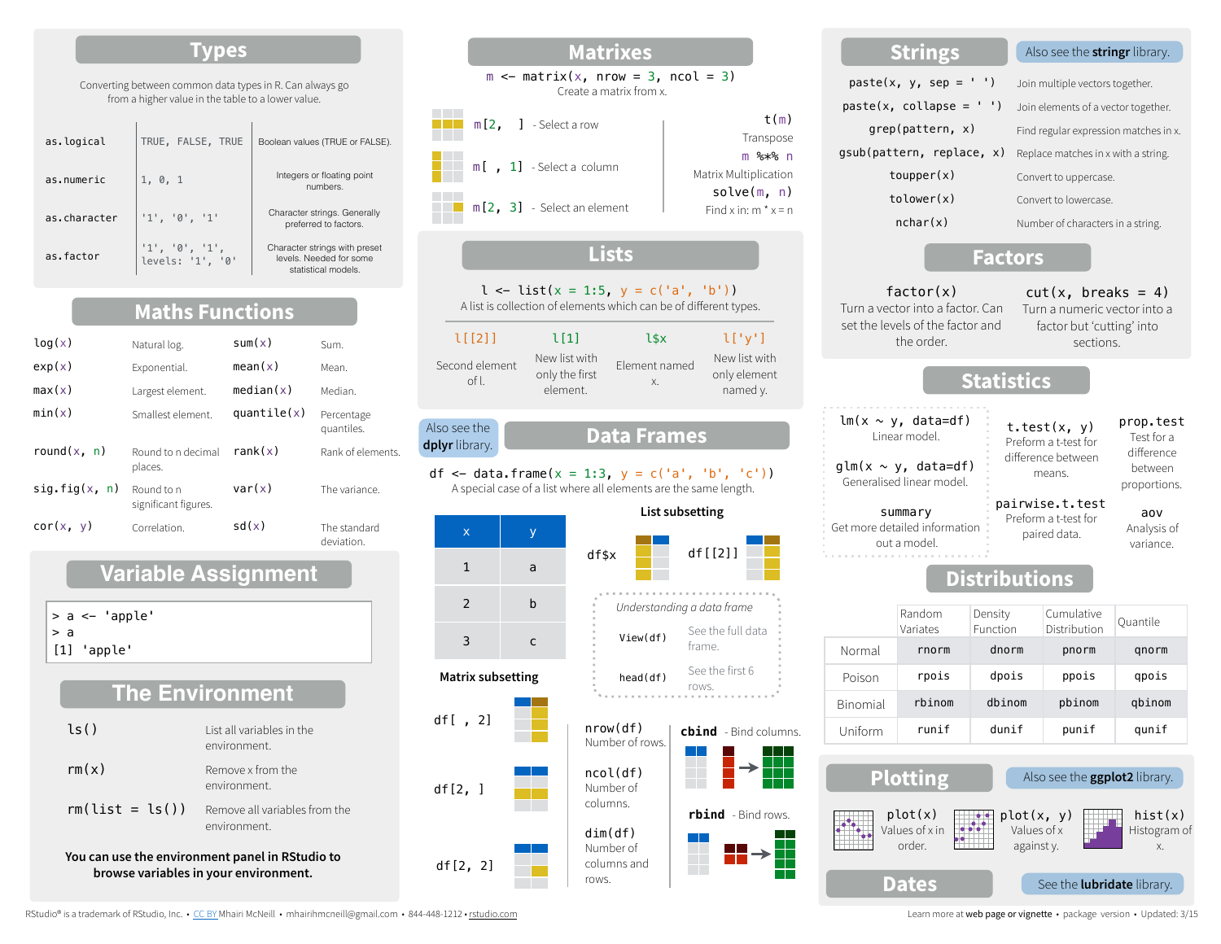## Types

Converting between common data types in R. Can always go from a higher value in the table to a lower value.

| | | |
|---|---|---|
| `as.logical` | `TRUE, FALSE, TRUE` | Boolean values (TRUE or FALSE). |
| `as.numeric` | `1, 0, 1` | Integers or floating point numbers. |
| `as.character` | `'1', '0', '1'` | Character strings. Generally preferred to factors. |
| `as.factor` | `'1', '0', '1', levels: '1', '0'` | Character strings with preset levels. Needed for some statistical models. |

## Maths Functions

| | | | |
|---|---|---|---|
| `log(x)` | Natural log. | `sum(x)` | Sum. |
| `exp(x)` | Exponential. | `mean(x)` | Mean. |
| `max(x)` | Largest element. | `median(x)` | Median. |
| `min(x)` | Smallest element. | `quantile(x)` | Percentage quantiles. |
| `round(x, n)` | Round to n decimal places. | `rank(x)` | Rank of elements. |
| `sig.fig(x, n)` | Round to n significant figures. | `var(x)` | The variance. |
| `cor(x, y)` | Correlation. | `sd(x)` | The standard deviation. |

## Variable Assignment

```
> a <- 'apple'
> a
[1] 'apple'
```

## The Environment

| | |
|---|---|
| `ls()` | List all variables in the environment. |
| `rm(x)` | Remove x from the environment. |
| `rm(list = ls())` | Remove all variables from the environment. |

**You can use the environment panel in RStudio to browse variables in your environment.**

## Matrixes

`m <- matrix(x, nrow = 3, ncol = 3)`
Create a matrix from x.

- `m[2, ]` - Select a row
- `m[ , 1]` - Select a column
- `m[2, 3]` - Select an element

- `t(m)` Transpose
- `m %*% n` Matrix Multiplication
- `solve(m, n)` Find x in: m * x = n

## Lists

`l <- list(x = 1:5, y = c('a', 'b'))`
A list is collection of elements which can be of different types.

| `l[[2]]` | `l[1]` | `l$x` | `l['y']` |
|---|---|---|---|
| Second element of l. | New list with only the first element. | Element named x. | New list with only element named y. |

## Data Frames

Also see the **dplyr** library.

`df <- data.frame(x = 1:3, y = c('a', 'b', 'c'))`
A special case of a list where all elements are the same length.

| x | y |
|---|---|
| 1 | a |
| 2 | b |
| 3 | c |

**List subsetting**

`df$x` `df[[2]]`

*Understanding a data frame*

- `View(df)` See the full data frame.
- `head(df)` See the first 6 rows.

**Matrix subsetting**

- `df[ , 2]`
- `df[2, ]`
- `df[2, 2]`

- `nrow(df)` Number of rows.
- `ncol(df)` Number of columns.
- `dim(df)` Number of columns and rows.

- **cbind** - Bind columns.
- **rbind** - Bind rows.

## Strings

Also see the **stringr** library.

| | |
|---|---|
| `paste(x, y, sep = ' ')` | Join multiple vectors together. |
| `paste(x, collapse = ' ')` | Join elements of a vector together. |
| `grep(pattern, x)` | Find regular expression matches in x. |
| `gsub(pattern, replace, x)` | Replace matches in x with a string. |
| `toupper(x)` | Convert to uppercase. |
| `tolower(x)` | Convert to lowercase. |
| `nchar(x)` | Number of characters in a string. |

## Factors

`factor(x)`
Turn a vector into a factor. Can set the levels of the factor and the order.

`cut(x, breaks = 4)`
Turn a numeric vector into a factor but 'cutting' into sections.

## Statistics

- `lm(x ~ y, data=df)` Linear model.
- `glm(x ~ y, data=df)` Generalised linear model.
- `summary` Get more detailed information out a model.
- `t.test(x, y)` Preform a t-test for difference between means.
- `pairwise.t.test` Preform a t-test for paired data.
- `prop.test` Test for a difference between proportions.
- `aov` Analysis of variance.

## Distributions

| | Random Variates | Density Function | Cumulative Distribution | Quantile |
|---|---|---|---|---|
| Normal | `rnorm` | `dnorm` | `pnorm` | `qnorm` |
| Poison | `rpois` | `dpois` | `ppois` | `qpois` |
| Binomial | `rbinom` | `dbinom` | `pbinom` | `qbinom` |
| Uniform | `runif` | `dunif` | `punif` | `qunif` |

## Plotting

Also see the **ggplot2** library.

- `plot(x)` Values of x in order.
- `plot(x, y)` Values of x against y.
- `hist(x)` Histogram of x.

## Dates

See the **lubridate** library.

RStudio® is a trademark of RStudio, Inc. • CC BY Mhairi McNeill • mhairihmcneill@gmail.com • 844-448-1212 • rstudio.com

Learn more at web page or vignette • package version • Updated: 3/15